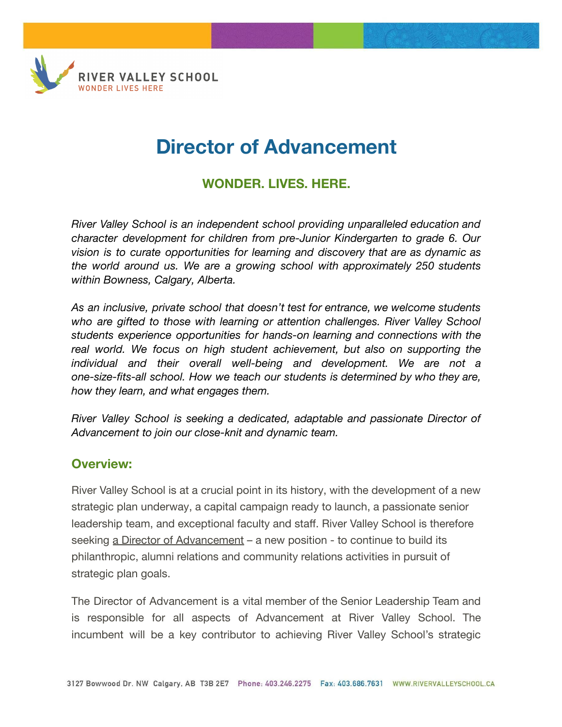RIVER VALLEY SCHOOL
WONDER LIVES HERE

# Director of Advancement

### WONDER. LIVES. HERE.

*River Valley School is an independent school providing unparalleled education and character development for children from pre-Junior Kindergarten to grade 6. Our vision is to curate opportunities for learning and discovery that are as dynamic as the world around us. We are a growing school with approximately 250 students within Bowness, Calgary, Alberta.*

*As an inclusive, private school that doesn't test for entrance, we welcome students who are gifted to those with learning or attention challenges. River Valley School students experience opportunities for hands-on learning and connections with the real world. We focus on high student achievement, but also on supporting the individual and their overall well-being and development. We are not a one-size-fits-all school. How we teach our students is determined by who they are, how they learn, and what engages them.*

*River Valley School is seeking a dedicated, adaptable and passionate Director of Advancement to join our close-knit and dynamic team.*

## Overview:

River Valley School is at a crucial point in its history, with the development of a new strategic plan underway, a capital campaign ready to launch, a passionate senior leadership team, and exceptional faculty and staff. River Valley School is therefore seeking a Director of Advancement – a new position - to continue to build its philanthropic, alumni relations and community relations activities in pursuit of strategic plan goals.

The Director of Advancement is a vital member of the Senior Leadership Team and is responsible for all aspects of Advancement at River Valley School. The incumbent will be a key contributor to achieving River Valley School's strategic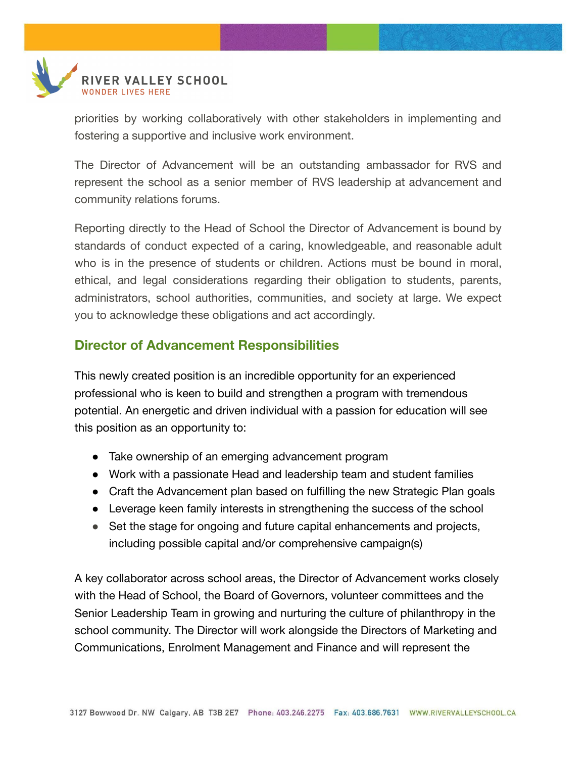priorities by working collaboratively with other stakeholders in implementing and fostering a supportive and inclusive work environment.

The Director of Advancement will be an outstanding ambassador for RVS and represent the school as a senior member of RVS leadership at advancement and community relations forums.

Reporting directly to the Head of School the Director of Advancement is bound by standards of conduct expected of a caring, knowledgeable, and reasonable adult who is in the presence of students or children. Actions must be bound in moral, ethical, and legal considerations regarding their obligation to students, parents, administrators, school authorities, communities, and society at large. We expect you to acknowledge these obligations and act accordingly.

## Director of Advancement Responsibilities

This newly created position is an incredible opportunity for an experienced professional who is keen to build and strengthen a program with tremendous potential. An energetic and driven individual with a passion for education will see this position as an opportunity to:

- Take ownership of an emerging advancement program
- Work with a passionate Head and leadership team and student families
- Craft the Advancement plan based on fulfilling the new Strategic Plan goals
- Leverage keen family interests in strengthening the success of the school
- Set the stage for ongoing and future capital enhancements and projects, including possible capital and/or comprehensive campaign(s)

A key collaborator across school areas, the Director of Advancement works closely with the Head of School, the Board of Governors, volunteer committees and the Senior Leadership Team in growing and nurturing the culture of philanthropy in the school community. The Director will work alongside the Directors of Marketing and Communications, Enrolment Management and Finance and will represent the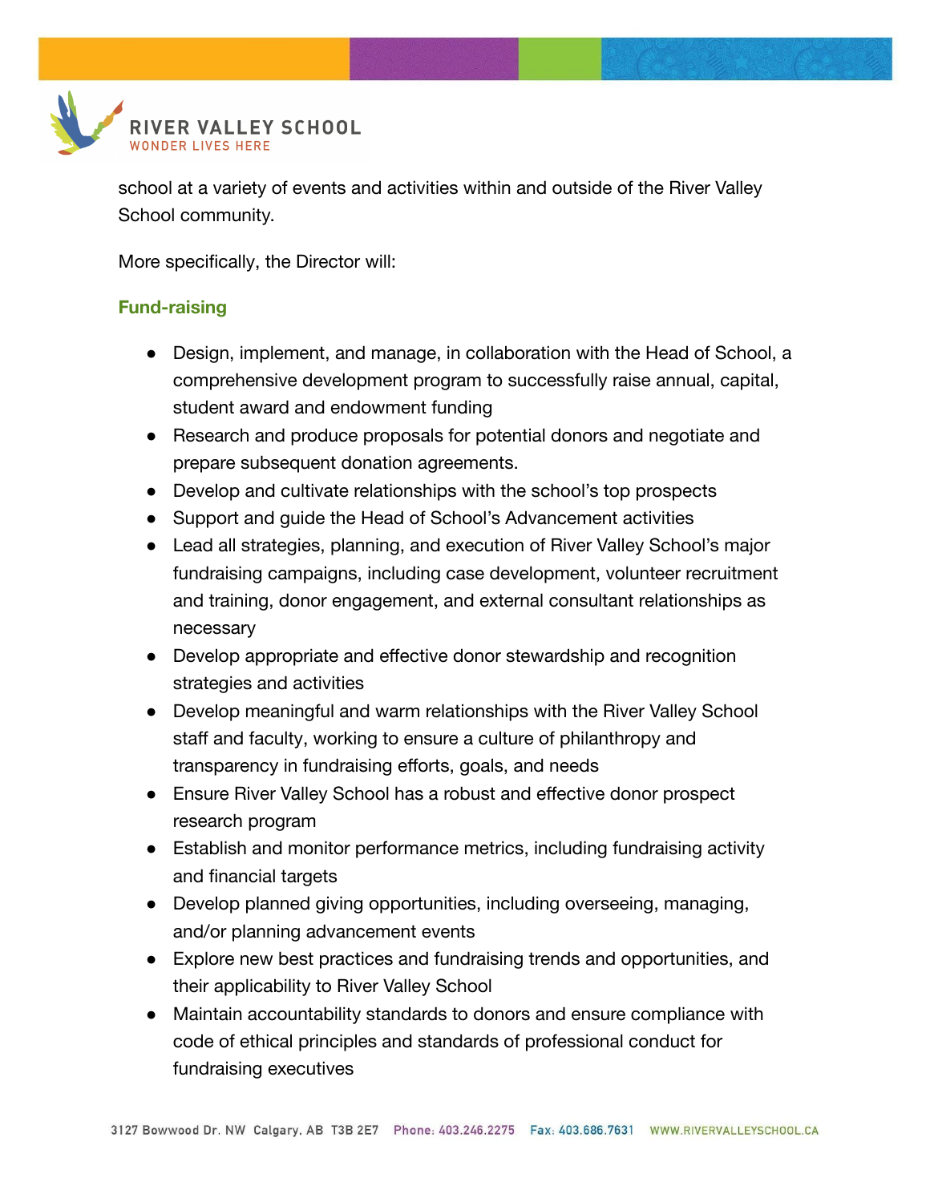school at a variety of events and activities within and outside of the River Valley School community.

More specifically, the Director will:

### Fund-raising

- Design, implement, and manage, in collaboration with the Head of School, a comprehensive development program to successfully raise annual, capital, student award and endowment funding
- Research and produce proposals for potential donors and negotiate and prepare subsequent donation agreements.
- Develop and cultivate relationships with the school's top prospects
- Support and guide the Head of School's Advancement activities
- Lead all strategies, planning, and execution of River Valley School's major fundraising campaigns, including case development, volunteer recruitment and training, donor engagement, and external consultant relationships as necessary
- Develop appropriate and effective donor stewardship and recognition strategies and activities
- Develop meaningful and warm relationships with the River Valley School staff and faculty, working to ensure a culture of philanthropy and transparency in fundraising efforts, goals, and needs
- Ensure River Valley School has a robust and effective donor prospect research program
- Establish and monitor performance metrics, including fundraising activity and financial targets
- Develop planned giving opportunities, including overseeing, managing, and/or planning advancement events
- Explore new best practices and fundraising trends and opportunities, and their applicability to River Valley School
- Maintain accountability standards to donors and ensure compliance with code of ethical principles and standards of professional conduct for fundraising executives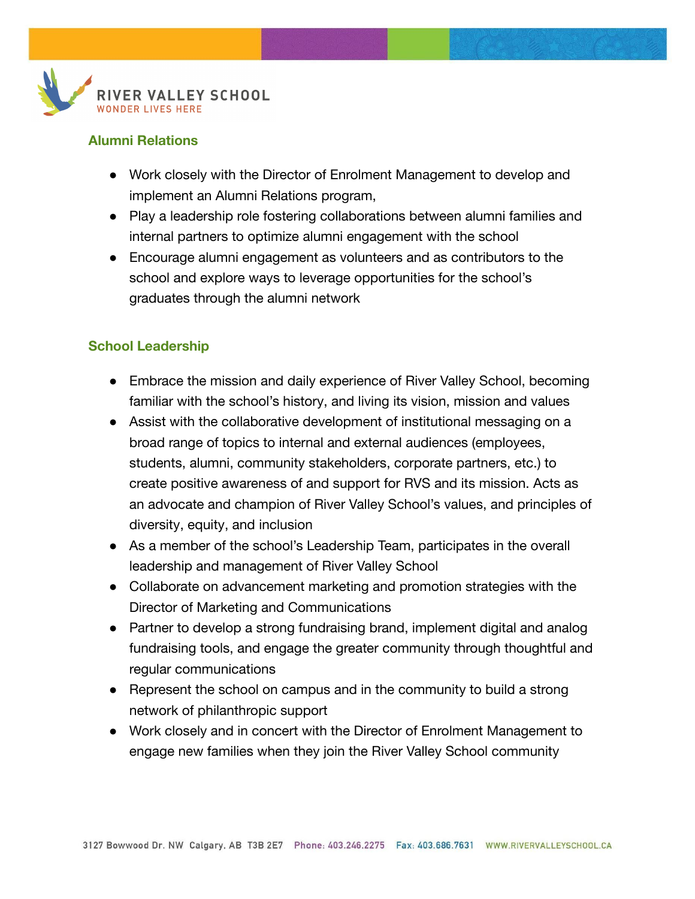## Alumni Relations

- Work closely with the Director of Enrolment Management to develop and implement an Alumni Relations program,
- Play a leadership role fostering collaborations between alumni families and internal partners to optimize alumni engagement with the school
- Encourage alumni engagement as volunteers and as contributors to the school and explore ways to leverage opportunities for the school's graduates through the alumni network

## School Leadership

- Embrace the mission and daily experience of River Valley School, becoming familiar with the school's history, and living its vision, mission and values
- Assist with the collaborative development of institutional messaging on a broad range of topics to internal and external audiences (employees, students, alumni, community stakeholders, corporate partners, etc.) to create positive awareness of and support for RVS and its mission. Acts as an advocate and champion of River Valley School's values, and principles of diversity, equity, and inclusion
- As a member of the school's Leadership Team, participates in the overall leadership and management of River Valley School
- Collaborate on advancement marketing and promotion strategies with the Director of Marketing and Communications
- Partner to develop a strong fundraising brand, implement digital and analog fundraising tools, and engage the greater community through thoughtful and regular communications
- Represent the school on campus and in the community to build a strong network of philanthropic support
- Work closely and in concert with the Director of Enrolment Management to engage new families when they join the River Valley School community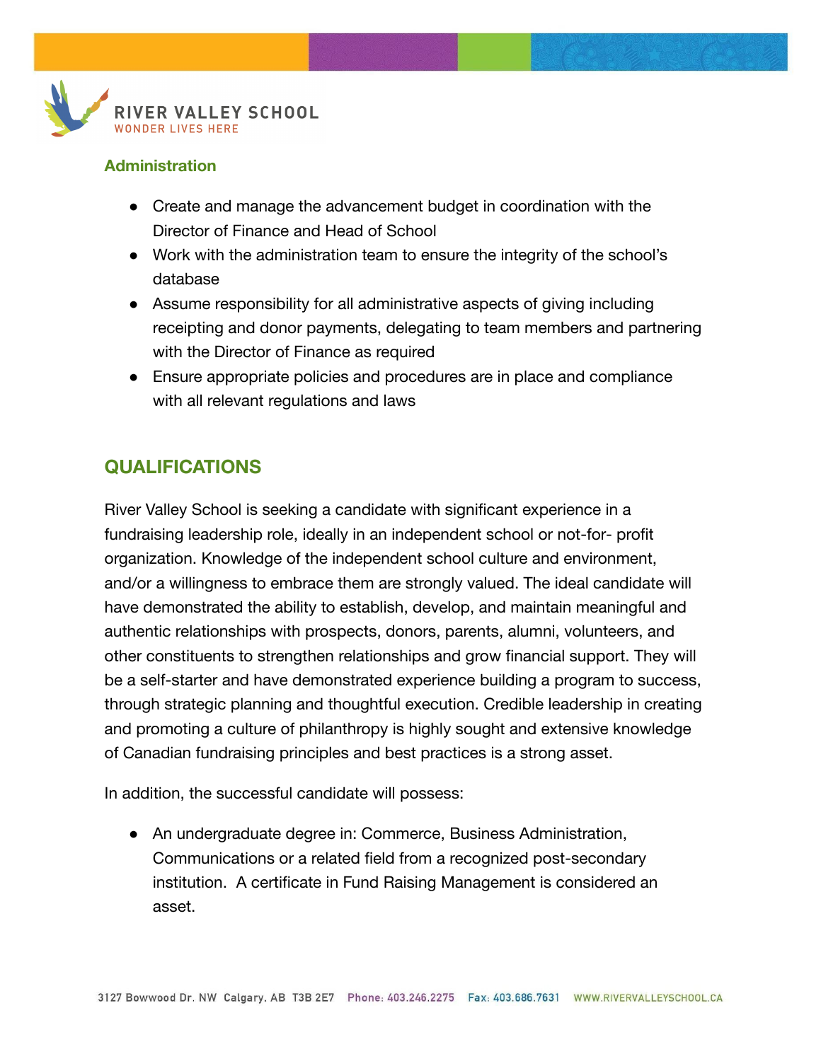### Administration

- Create and manage the advancement budget in coordination with the Director of Finance and Head of School
- Work with the administration team to ensure the integrity of the school's database
- Assume responsibility for all administrative aspects of giving including receipting and donor payments, delegating to team members and partnering with the Director of Finance as required
- Ensure appropriate policies and procedures are in place and compliance with all relevant regulations and laws

## QUALIFICATIONS

River Valley School is seeking a candidate with significant experience in a fundraising leadership role, ideally in an independent school or not-for- profit organization. Knowledge of the independent school culture and environment, and/or a willingness to embrace them are strongly valued. The ideal candidate will have demonstrated the ability to establish, develop, and maintain meaningful and authentic relationships with prospects, donors, parents, alumni, volunteers, and other constituents to strengthen relationships and grow financial support. They will be a self-starter and have demonstrated experience building a program to success, through strategic planning and thoughtful execution. Credible leadership in creating and promoting a culture of philanthropy is highly sought and extensive knowledge of Canadian fundraising principles and best practices is a strong asset.

In addition, the successful candidate will possess:

- An undergraduate degree in: Commerce, Business Administration, Communications or a related field from a recognized post-secondary institution. A certificate in Fund Raising Management is considered an asset.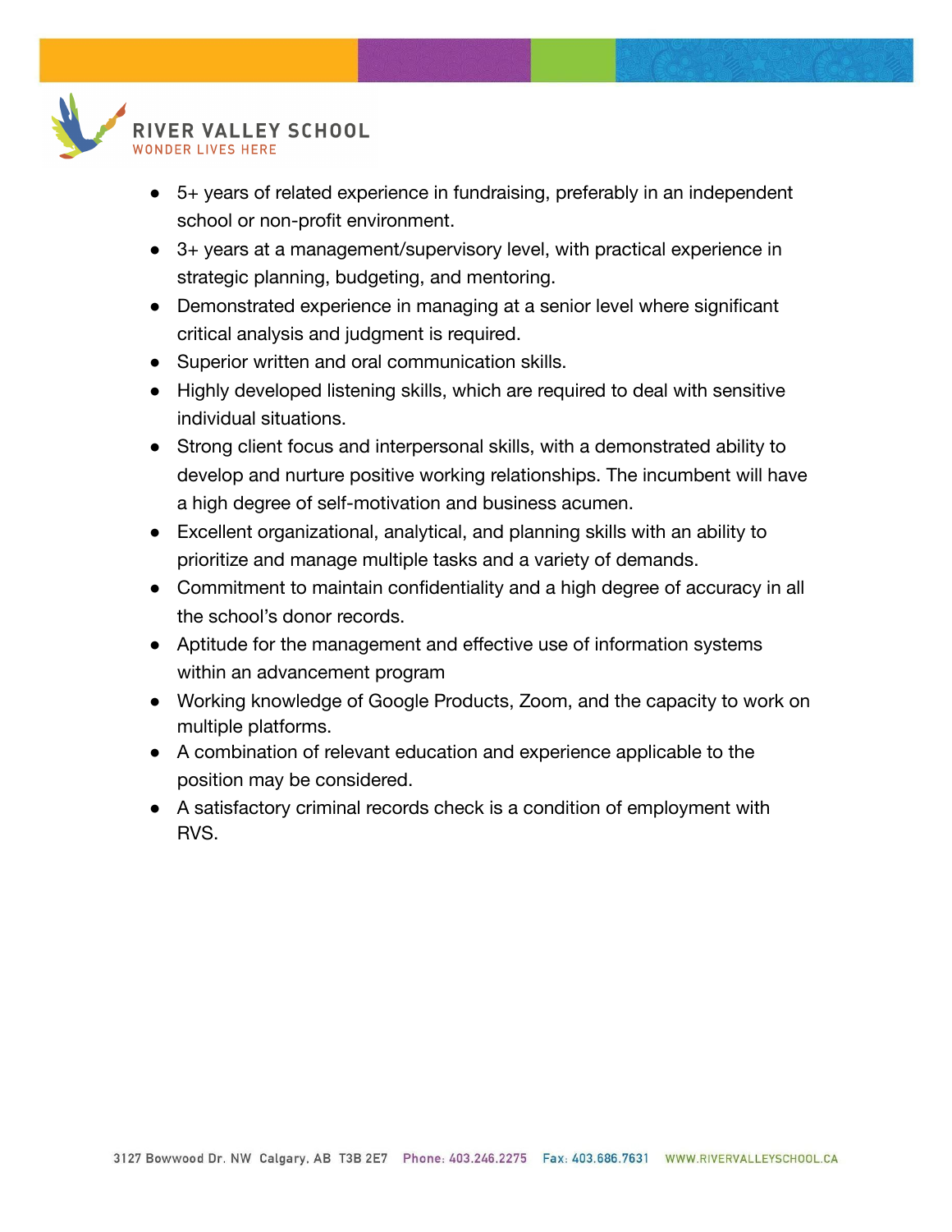- 5+ years of related experience in fundraising, preferably in an independent school or non-profit environment.
- 3+ years at a management/supervisory level, with practical experience in strategic planning, budgeting, and mentoring.
- Demonstrated experience in managing at a senior level where significant critical analysis and judgment is required.
- Superior written and oral communication skills.
- Highly developed listening skills, which are required to deal with sensitive individual situations.
- Strong client focus and interpersonal skills, with a demonstrated ability to develop and nurture positive working relationships. The incumbent will have a high degree of self-motivation and business acumen.
- Excellent organizational, analytical, and planning skills with an ability to prioritize and manage multiple tasks and a variety of demands.
- Commitment to maintain confidentiality and a high degree of accuracy in all the school's donor records.
- Aptitude for the management and effective use of information systems within an advancement program
- Working knowledge of Google Products, Zoom, and the capacity to work on multiple platforms.
- A combination of relevant education and experience applicable to the position may be considered.
- A satisfactory criminal records check is a condition of employment with RVS.